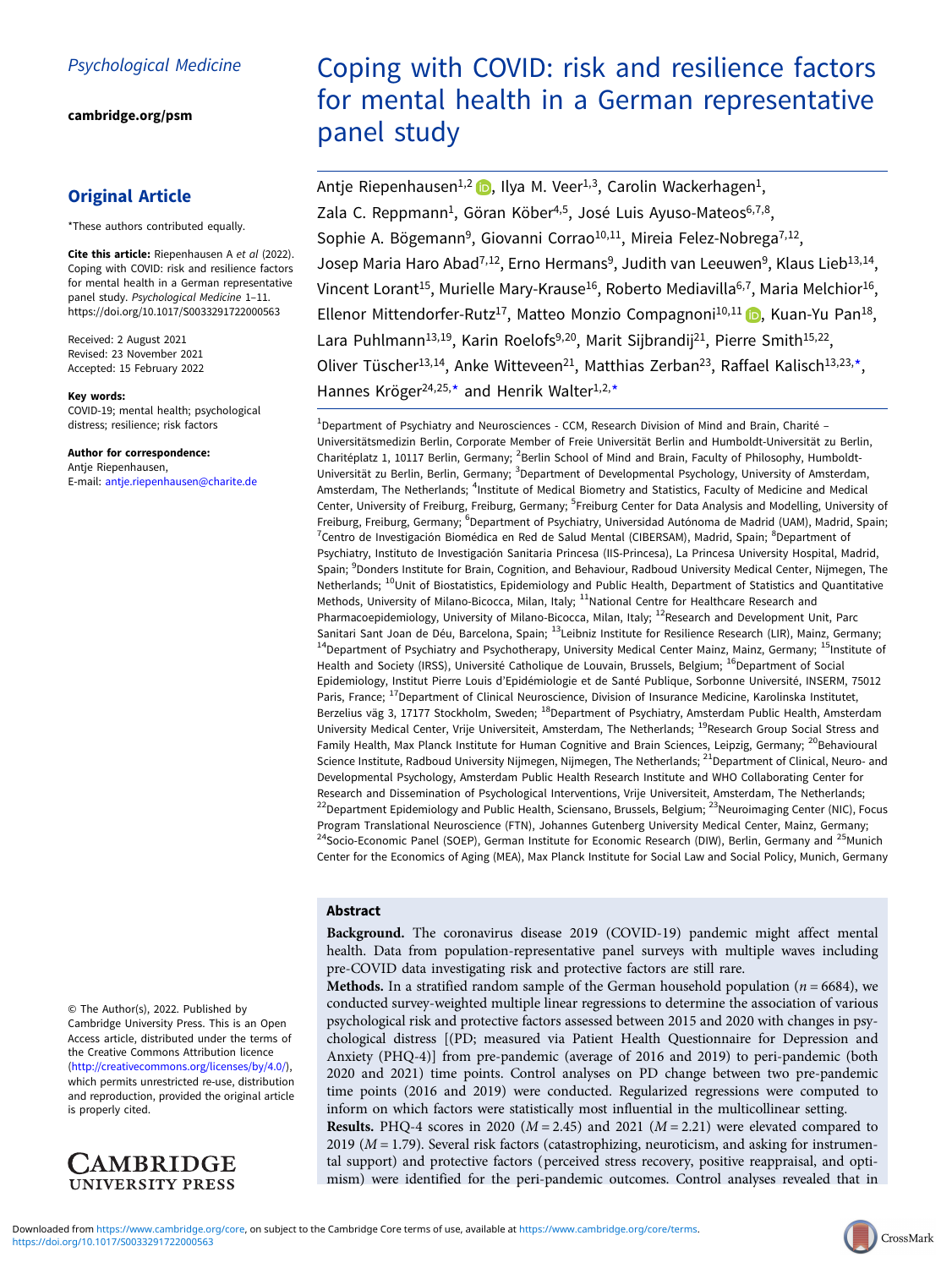Psychological Medicine

cambridge.org/psm

## Original Article

*These authors contributed equally.

**Cite this article:** Riepenhausen A *et al* (2022). Coping with COVID: risk and resilience factors for mental health in a German representative panel study. *Psychological Medicine* 1–11. https://doi.org/10.1017/S0033291722000563

Received: 2 August 2021
Revised: 23 November 2021
Accepted: 15 February 2022

**Key words:**
COVID-19; mental health; psychological distress; resilience; risk factors

**Author for correspondence:**
Antje Riepenhausen,
E-mail: antje.riepenhausen@charite.de

© The Author(s), 2022. Published by Cambridge University Press. This is an Open Access article, distributed under the terms of the Creative Commons Attribution licence (http://creativecommons.org/licenses/by/4.0/), which permits unrestricted re-use, distribution and reproduction, provided the original article is properly cited.

# Coping with COVID: risk and resilience factors for mental health in a German representative panel study

Antje Riepenhausen[1,2], Ilya M. Veer[1,3], Carolin Wackerhagen[1], Zala C. Reppmann[1], Göran Köber[4,5], José Luis Ayuso-Mateos[6,7,8], Sophie A. Bögemann[9], Giovanni Corrao[10,11], Mireia Felez-Nobrega[7,12], Josep Maria Haro Abad[7,12], Erno Hermans[9], Judith van Leeuwen[9], Klaus Lieb[13,14], Vincent Lorant[15], Murielle Mary-Krause[16], Roberto Mediavilla[6,7], Maria Melchior[16], Ellenor Mittendorfer-Rutz[17], Matteo Monzio Compagnoni[10,11], Kuan-Yu Pan[18], Lara Puhlmann[13,19], Karin Roelofs[9,20], Marit Sijbrandij[21], Pierre Smith[15,22], Oliver Tüscher[13,14], Anke Witteveen[21], Matthias Zerban[23], Raffael Kalisch[13,23,*], Hannes Kröger[24,25,*] and Henrik Walter[1,2,*]

[1]Department of Psychiatry and Neurosciences - CCM, Research Division of Mind and Brain, Charité – Universitätsmedizin Berlin, Corporate Member of Freie Universität Berlin and Humboldt-Universität zu Berlin, Charitéplatz 1, 10117 Berlin, Germany; [2]Berlin School of Mind and Brain, Faculty of Philosophy, Humboldt-Universität zu Berlin, Berlin, Germany; [3]Department of Developmental Psychology, University of Amsterdam, Amsterdam, The Netherlands; [4]Institute of Medical Biometry and Statistics, Faculty of Medicine and Medical Center, University of Freiburg, Freiburg, Germany; [5]Freiburg Center for Data Analysis and Modelling, University of Freiburg, Freiburg, Germany; [6]Department of Psychiatry, Universidad Autónoma de Madrid (UAM), Madrid, Spain; [7]Centro de Investigación Biomédica en Red de Salud Mental (CIBERSAM), Madrid, Spain; [8]Department of Psychiatry, Instituto de Investigación Sanitaria Princesa (IIS-Princesa), La Princesa University Hospital, Madrid, Spain; [9]Donders Institute for Brain, Cognition, and Behaviour, Radboud University Medical Center, Nijmegen, The Netherlands; [10]Unit of Biostatistics, Epidemiology and Public Health, Department of Statistics and Quantitative Methods, University of Milano-Bicocca, Milan, Italy; [11]National Centre for Healthcare Research and Pharmacoepidemiology, University of Milano-Bicocca, Milan, Italy; [12]Research and Development Unit, Parc Sanitari Sant Joan de Déu, Barcelona, Spain; [13]Leibniz Institute for Resilience Research (LIR), Mainz, Germany; [14]Department of Psychiatry and Psychotherapy, University Medical Center Mainz, Mainz, Germany; [15]Institute of Health and Society (IRSS), Université Catholique de Louvain, Brussels, Belgium; [16]Department of Social Epidemiology, Institut Pierre Louis d'Epidémiologie et de Santé Publique, Sorbonne Université, INSERM, 75012 Paris, France; [17]Department of Clinical Neuroscience, Division of Insurance Medicine, Karolinska Institutet, Berzelius väg 3, 17177 Stockholm, Sweden; [18]Department of Psychiatry, Amsterdam Public Health, Amsterdam University Medical Center, Vrije Universiteit, Amsterdam, The Netherlands; [19]Research Group Social Stress and Family Health, Max Planck Institute for Human Cognitive and Brain Sciences, Leipzig, Germany; [20]Behavioural Science Institute, Radboud University Nijmegen, Nijmegen, The Netherlands; [21]Department of Clinical, Neuro- and Developmental Psychology, Amsterdam Public Health Research Institute and WHO Collaborating Center for Research and Dissemination of Psychological Interventions, Vrije Universiteit, Amsterdam, The Netherlands; [22]Department Epidemiology and Public Health, Sciensano, Brussels, Belgium; [23]Neuroimaging Center (NIC), Focus Program Translational Neuroscience (FTN), Johannes Gutenberg University Medical Center, Mainz, Germany; [24]Socio-Economic Panel (SOEP), German Institute for Economic Research (DIW), Berlin, Germany and [25]Munich Center for the Economics of Aging (MEA), Max Planck Institute for Social Law and Social Policy, Munich, Germany

## Abstract

**Background.** The coronavirus disease 2019 (COVID-19) pandemic might affect mental health. Data from population-representative panel surveys with multiple waves including pre-COVID data investigating risk and protective factors are still rare.

**Methods.** In a stratified random sample of the German household population ($n = 6684$), we conducted survey-weighted multiple linear regressions to determine the association of various psychological risk and protective factors assessed between 2015 and 2020 with changes in psychological distress [(PD; measured via Patient Health Questionnaire for Depression and Anxiety (PHQ-4)] from pre-pandemic (average of 2016 and 2019) to peri-pandemic (both 2020 and 2021) time points. Control analyses on PD change between two pre-pandemic time points (2016 and 2019) were conducted. Regularized regressions were computed to inform on which factors were statistically most influential in the multicollinear setting.

**Results.** PHQ-4 scores in 2020 ($M = 2.45$) and 2021 ($M = 2.21$) were elevated compared to 2019 ($M = 1.79$). Several risk factors (catastrophizing, neuroticism, and asking for instrumental support) and protective factors (perceived stress recovery, positive reappraisal, and optimism) were identified for the peri-pandemic outcomes. Control analyses revealed that in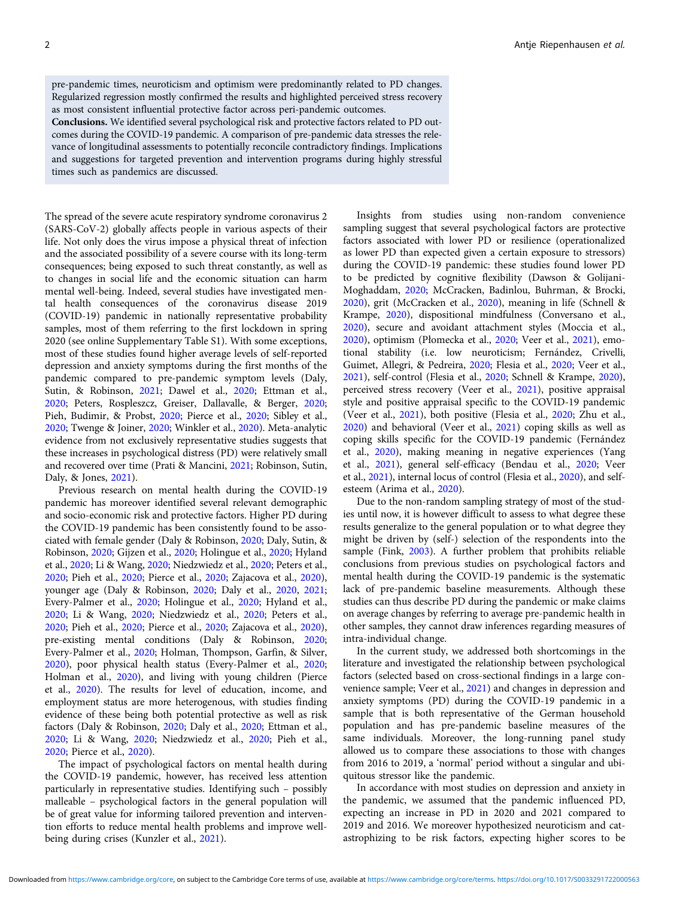pre-pandemic times, neuroticism and optimism were predominantly related to PD changes. Regularized regression mostly confirmed the results and highlighted perceived stress recovery as most consistent influential protective factor across peri-pandemic outcomes.

**Conclusions.** We identified several psychological risk and protective factors related to PD outcomes during the COVID-19 pandemic. A comparison of pre-pandemic data stresses the relevance of longitudinal assessments to potentially reconcile contradictory findings. Implications and suggestions for targeted prevention and intervention programs during highly stressful times such as pandemics are discussed.

The spread of the severe acute respiratory syndrome coronavirus 2 (SARS-CoV-2) globally affects people in various aspects of their life. Not only does the virus impose a physical threat of infection and the associated possibility of a severe course with its long-term consequences; being exposed to such threat constantly, as well as to changes in social life and the economic situation can harm mental well-being. Indeed, several studies have investigated mental health consequences of the coronavirus disease 2019 (COVID-19) pandemic in nationally representative probability samples, most of them referring to the first lockdown in spring 2020 (see online Supplementary Table S1). With some exceptions, most of these studies found higher average levels of self-reported depression and anxiety symptoms during the first months of the pandemic compared to pre-pandemic symptom levels (Daly, Sutin, & Robinson, 2021; Dawel et al., 2020; Ettman et al., 2020; Peters, Rospleszcz, Greiser, Dallavalle, & Berger, 2020; Pieh, Budimir, & Probst, 2020; Pierce et al., 2020; Sibley et al., 2020; Twenge & Joiner, 2020; Winkler et al., 2020). Meta-analytic evidence from not exclusively representative studies suggests that these increases in psychological distress (PD) were relatively small and recovered over time (Prati & Mancini, 2021; Robinson, Sutin, Daly, & Jones, 2021).

Previous research on mental health during the COVID-19 pandemic has moreover identified several relevant demographic and socio-economic risk and protective factors. Higher PD during the COVID-19 pandemic has been consistently found to be associated with female gender (Daly & Robinson, 2020; Daly, Sutin, & Robinson, 2020; Gijzen et al., 2020; Holingue et al., 2020; Hyland et al., 2020; Li & Wang, 2020; Niedzwiedz et al., 2020; Peters et al., 2020; Pieh et al., 2020; Pierce et al., 2020; Zajacova et al., 2020), younger age (Daly & Robinson, 2020; Daly et al., 2020, 2021; Every-Palmer et al., 2020; Holingue et al., 2020; Hyland et al., 2020; Li & Wang, 2020; Niedzwiedz et al., 2020; Peters et al., 2020; Pieh et al., 2020; Pierce et al., 2020; Zajacova et al., 2020), pre-existing mental conditions (Daly & Robinson, 2020; Every-Palmer et al., 2020; Holman, Thompson, Garfin, & Silver, 2020), poor physical health status (Every-Palmer et al., 2020; Holman et al., 2020), and living with young children (Pierce et al., 2020). The results for level of education, income, and employment status are more heterogenous, with studies finding evidence of these being both potential protective as well as risk factors (Daly & Robinson, 2020; Daly et al., 2020; Ettman et al., 2020; Li & Wang, 2020; Niedzwiedz et al., 2020; Pieh et al., 2020; Pierce et al., 2020).

The impact of psychological factors on mental health during the COVID-19 pandemic, however, has received less attention particularly in representative studies. Identifying such – possibly malleable – psychological factors in the general population will be of great value for informing tailored prevention and intervention efforts to reduce mental health problems and improve well-being during crises (Kunzler et al., 2021).

Insights from studies using non-random convenience sampling suggest that several psychological factors are protective factors associated with lower PD or resilience (operationalized as lower PD than expected given a certain exposure to stressors) during the COVID-19 pandemic: these studies found lower PD to be predicted by cognitive flexibility (Dawson & Golijani-Moghaddam, 2020; McCracken, Badinlou, Buhrman, & Brocki, 2020), grit (McCracken et al., 2020), meaning in life (Schnell & Krampe, 2020), dispositional mindfulness (Conversano et al., 2020), secure and avoidant attachment styles (Moccia et al., 2020), optimism (Płomecka et al., 2020; Veer et al., 2021), emotional stability (i.e. low neuroticism; Fernández, Crivelli, Guimet, Allegri, & Pedreira, 2020; Flesia et al., 2020; Veer et al., 2021), self-control (Flesia et al., 2020; Schnell & Krampe, 2020), perceived stress recovery (Veer et al., 2021), positive appraisal style and positive appraisal specific to the COVID-19 pandemic (Veer et al., 2021), both positive (Flesia et al., 2020; Zhu et al., 2020) and behavioral (Veer et al., 2021) coping skills as well as coping skills specific for the COVID-19 pandemic (Fernández et al., 2020), making meaning in negative experiences (Yang et al., 2021), general self-efficacy (Bendau et al., 2020; Veer et al., 2021), internal locus of control (Flesia et al., 2020), and self-esteem (Arima et al., 2020).

Due to the non-random sampling strategy of most of the studies until now, it is however difficult to assess to what degree these results generalize to the general population or to what degree they might be driven by (self-) selection of the respondents into the sample (Fink, 2003). A further problem that prohibits reliable conclusions from previous studies on psychological factors and mental health during the COVID-19 pandemic is the systematic lack of pre-pandemic baseline measurements. Although these studies can thus describe PD during the pandemic or make claims on average changes by referring to average pre-pandemic health in other samples, they cannot draw inferences regarding measures of intra-individual change.

In the current study, we addressed both shortcomings in the literature and investigated the relationship between psychological factors (selected based on cross-sectional findings in a large convenience sample; Veer et al., 2021) and changes in depression and anxiety symptoms (PD) during the COVID-19 pandemic in a sample that is both representative of the German household population and has pre-pandemic baseline measures of the same individuals. Moreover, the long-running panel study allowed us to compare these associations to those with changes from 2016 to 2019, a 'normal' period without a singular and ubiquitous stressor like the pandemic.

In accordance with most studies on depression and anxiety in the pandemic, we assumed that the pandemic influenced PD, expecting an increase in PD in 2020 and 2021 compared to 2019 and 2016. We moreover hypothesized neuroticism and catastrophizing to be risk factors, expecting higher scores to be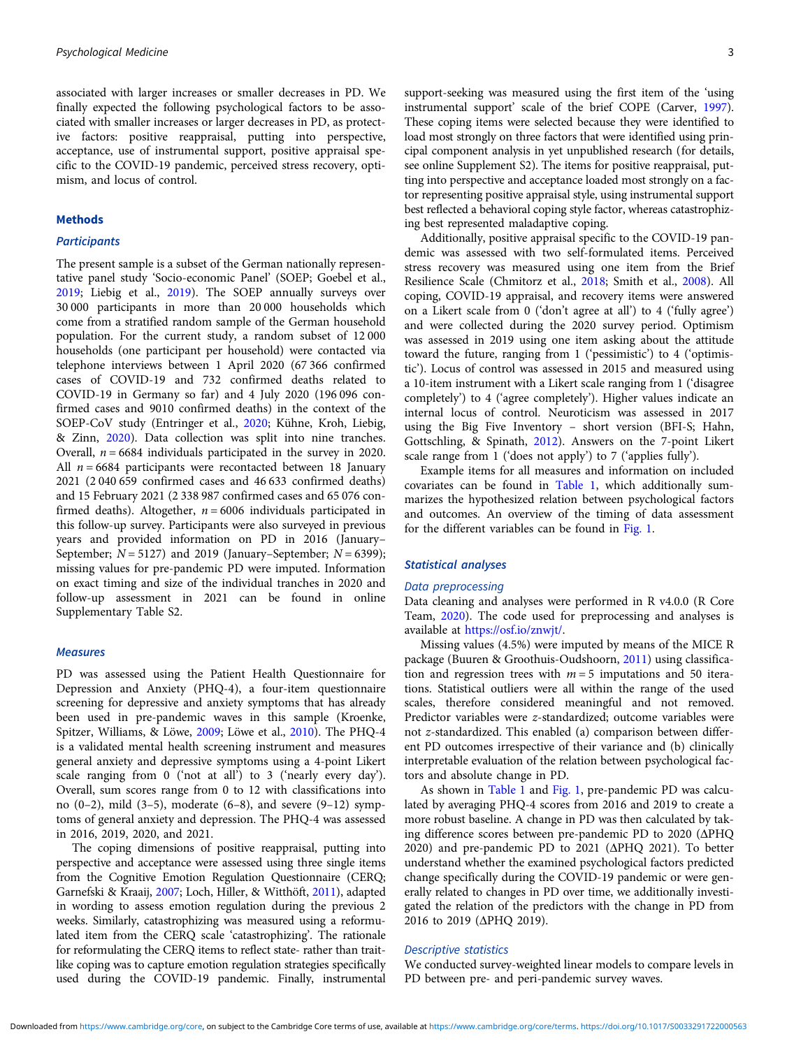associated with larger increases or smaller decreases in PD. We finally expected the following psychological factors to be associated with smaller increases or larger decreases in PD, as protective factors: positive reappraisal, putting into perspective, acceptance, use of instrumental support, positive appraisal specific to the COVID-19 pandemic, perceived stress recovery, optimism, and locus of control.

## Methods

### Participants

The present sample is a subset of the German nationally representative panel study 'Socio-economic Panel' (SOEP; Goebel et al., 2019; Liebig et al., 2019). The SOEP annually surveys over 30 000 participants in more than 20 000 households which come from a stratified random sample of the German household population. For the current study, a random subset of 12 000 households (one participant per household) were contacted via telephone interviews between 1 April 2020 (67 366 confirmed cases of COVID-19 and 732 confirmed deaths related to COVID-19 in Germany so far) and 4 July 2020 (196 096 confirmed cases and 9010 confirmed deaths) in the context of the SOEP-CoV study (Entringer et al., 2020; Kühne, Kroh, Liebig, & Zinn, 2020). Data collection was split into nine tranches. Overall, $n = 6684$ individuals participated in the survey in 2020. All $n = 6684$ participants were recontacted between 18 January 2021 (2 040 659 confirmed cases and 46 633 confirmed deaths) and 15 February 2021 (2 338 987 confirmed cases and 65 076 confirmed deaths). Altogether, $n = 6006$ individuals participated in this follow-up survey. Participants were also surveyed in previous years and provided information on PD in 2016 (January–September; $N = 5127$) and 2019 (January–September; $N = 6399$); missing values for pre-pandemic PD were imputed. Information on exact timing and size of the individual tranches in 2020 and follow-up assessment in 2021 can be found in online Supplementary Table S2.

### Measures

PD was assessed using the Patient Health Questionnaire for Depression and Anxiety (PHQ-4), a four-item questionnaire screening for depressive and anxiety symptoms that has already been used in pre-pandemic waves in this sample (Kroenke, Spitzer, Williams, & Löwe, 2009; Löwe et al., 2010). The PHQ-4 is a validated mental health screening instrument and measures general anxiety and depressive symptoms using a 4-point Likert scale ranging from 0 ('not at all') to 3 ('nearly every day'). Overall, sum scores range from 0 to 12 with classifications into no (0–2), mild (3–5), moderate (6–8), and severe (9–12) symptoms of general anxiety and depression. The PHQ-4 was assessed in 2016, 2019, 2020, and 2021.

The coping dimensions of positive reappraisal, putting into perspective and acceptance were assessed using three single items from the Cognitive Emotion Regulation Questionnaire (CERQ; Garnefski & Kraaij, 2007; Loch, Hiller, & Witthöft, 2011), adapted in wording to assess emotion regulation during the previous 2 weeks. Similarly, catastrophizing was measured using a reformulated item from the CERQ scale 'catastrophizing'. The rationale for reformulating the CERQ items to reflect state- rather than trait-like coping was to capture emotion regulation strategies specifically used during the COVID-19 pandemic. Finally, instrumental support-seeking was measured using the first item of the 'using instrumental support' scale of the brief COPE (Carver, 1997). These coping items were selected because they were identified to load most strongly on three factors that were identified using principal component analysis in yet unpublished research (for details, see online Supplement S2). The items for positive reappraisal, putting into perspective and acceptance loaded most strongly on a factor representing positive appraisal style, using instrumental support best reflected a behavioral coping style factor, whereas catastrophizing best represented maladaptive coping.

Additionally, positive appraisal specific to the COVID-19 pandemic was assessed with two self-formulated items. Perceived stress recovery was measured using one item from the Brief Resilience Scale (Chmitorz et al., 2018; Smith et al., 2008). All coping, COVID-19 appraisal, and recovery items were answered on a Likert scale from 0 ('don't agree at all') to 4 ('fully agree') and were collected during the 2020 survey period. Optimism was assessed in 2019 using one item asking about the attitude toward the future, ranging from 1 ('pessimistic') to 4 ('optimistic'). Locus of control was assessed in 2015 and measured using a 10-item instrument with a Likert scale ranging from 1 ('disagree completely') to 4 ('agree completely'). Higher values indicate an internal locus of control. Neuroticism was assessed in 2017 using the Big Five Inventory – short version (BFI-S; Hahn, Gottschling, & Spinath, 2012). Answers on the 7-point Likert scale range from 1 ('does not apply') to 7 ('applies fully').

Example items for all measures and information on included covariates can be found in Table 1, which additionally summarizes the hypothesized relation between psychological factors and outcomes. An overview of the timing of data assessment for the different variables can be found in Fig. 1.

### Statistical analyses

#### Data preprocessing

Data cleaning and analyses were performed in R v4.0.0 (R Core Team, 2020). The code used for preprocessing and analyses is available at https://osf.io/znwjt/.

Missing values (4.5%) were imputed by means of the MICE R package (Buuren & Groothuis-Oudshoorn, 2011) using classification and regression trees with $m = 5$ imputations and 50 iterations. Statistical outliers were all within the range of the used scales, therefore considered meaningful and not removed. Predictor variables were $z$-standardized; outcome variables were not $z$-standardized. This enabled (a) comparison between different PD outcomes irrespective of their variance and (b) clinically interpretable evaluation of the relation between psychological factors and absolute change in PD.

As shown in Table 1 and Fig. 1, pre-pandemic PD was calculated by averaging PHQ-4 scores from 2016 and 2019 to create a more robust baseline. A change in PD was then calculated by taking difference scores between pre-pandemic PD to 2020 (ΔPHQ 2020) and pre-pandemic PD to 2021 (ΔPHQ 2021). To better understand whether the examined psychological factors predicted change specifically during the COVID-19 pandemic or were generally related to changes in PD over time, we additionally investigated the relation of the predictors with the change in PD from 2016 to 2019 (ΔPHQ 2019).

#### Descriptive statistics

We conducted survey-weighted linear models to compare levels in PD between pre- and peri-pandemic survey waves.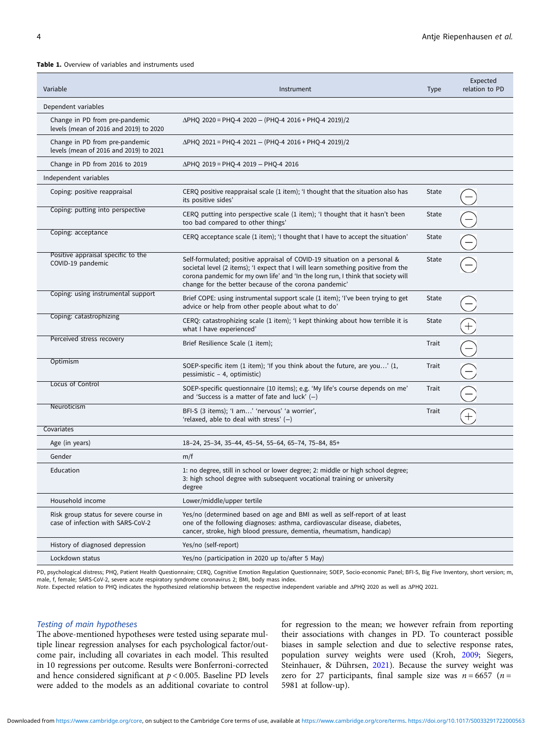**Table 1.** Overview of variables and instruments used

| Variable | Instrument | Type | Expected relation to PD |
|---|---|---|---|
| Dependent variables | | | |
| Change in PD from pre-pandemic levels (mean of 2016 and 2019) to 2020 | ΔPHQ 2020 = PHQ-4 2020 − (PHQ-4 2016 + PHQ-4 2019)/2 | | |
| Change in PD from pre-pandemic levels (mean of 2016 and 2019) to 2021 | ΔPHQ 2021 = PHQ-4 2021 − (PHQ-4 2016 + PHQ-4 2019)/2 | | |
| Change in PD from 2016 to 2019 | ΔPHQ 2019 = PHQ-4 2019 − PHQ-4 2016 | | |
| Independent variables | | | |
| Coping: positive reappraisal | CERQ positive reappraisal scale (1 item); 'I thought that the situation also has its positive sides' | State | − |
| Coping: putting into perspective | CERQ putting into perspective scale (1 item); 'I thought that it hasn't been too bad compared to other things' | State | − |
| Coping: acceptance | CERQ acceptance scale (1 item); 'I thought that I have to accept the situation' | State | − |
| Positive appraisal specific to the COVID-19 pandemic | Self-formulated; positive appraisal of COVID-19 situation on a personal & societal level (2 items); 'I expect that I will learn something positive from the corona pandemic for my own life' and 'In the long run, I think that society will change for the better because of the corona pandemic' | State | − |
| Coping: using instrumental support | Brief COPE: using instrumental support scale (1 item); 'I've been trying to get advice or help from other people about what to do' | State | − |
| Coping: catastrophizing | CERQ: catastrophizing scale (1 item); 'I kept thinking about how terrible it is what I have experienced' | State | + |
| Perceived stress recovery | Brief Resilience Scale (1 item); | Trait | − |
| Optimism | SOEP-specific item (1 item); 'If you think about the future, are you…' (1, pessimistic – 4, optimistic) | Trait | − |
| Locus of Control | SOEP-specific questionnaire (10 items); e.g. 'My life's course depends on me' and 'Success is a matter of fate and luck' (−) | Trait | − |
| Neuroticism | BFI-S (3 items); 'I am…' 'nervous' 'a worrier', 'relaxed, able to deal with stress' (−) | Trait | + |
| Covariates | | | |
| Age (in years) | 18–24, 25–34, 35–44, 45–54, 55–64, 65–74, 75–84, 85+ | | |
| Gender | m/f | | |
| Education | 1: no degree, still in school or lower degree; 2: middle or high school degree; 3: high school degree with subsequent vocational training or university degree | | |
| Household income | Lower/middle/upper tertile | | |
| Risk group status for severe course in case of infection with SARS-CoV-2 | Yes/no (determined based on age and BMI as well as self-report of at least one of the following diagnoses: asthma, cardiovascular disease, diabetes, cancer, stroke, high blood pressure, dementia, rheumatism, handicap) | | |
| History of diagnosed depression | Yes/no (self-report) | | |
| Lockdown status | Yes/no (participation in 2020 up to/after 5 May) | | |

PD, psychological distress; PHQ, Patient Health Questionnaire; CERQ, Cognitive Emotion Regulation Questionnaire; SOEP, Socio-economic Panel; BFI-S, Big Five Inventory, short version; m, male, f, female; SARS-CoV-2, severe acute respiratory syndrome coronavirus 2; BMI, body mass index.

*Note.* Expected relation to PHQ indicates the hypothesized relationship between the respective independent variable and ΔPHQ 2020 as well as ΔPHQ 2021.

### *Testing of main hypotheses*

The above-mentioned hypotheses were tested using separate multiple linear regression analyses for each psychological factor/outcome pair, including all covariates in each model. This resulted in 10 regressions per outcome. Results were Bonferroni-corrected and hence considered significant at $p < 0.005$. Baseline PD levels were added to the models as an additional covariate to control for regression to the mean; we however refrain from reporting their associations with changes in PD. To counteract possible biases in sample selection and due to selective response rates, population survey weights were used (Kroh, 2009; Siegers, Steinhauer, & Dührsen, 2021). Because the survey weight was zero for 27 participants, final sample size was $n = 6657$ ($n = 5981$ at follow-up).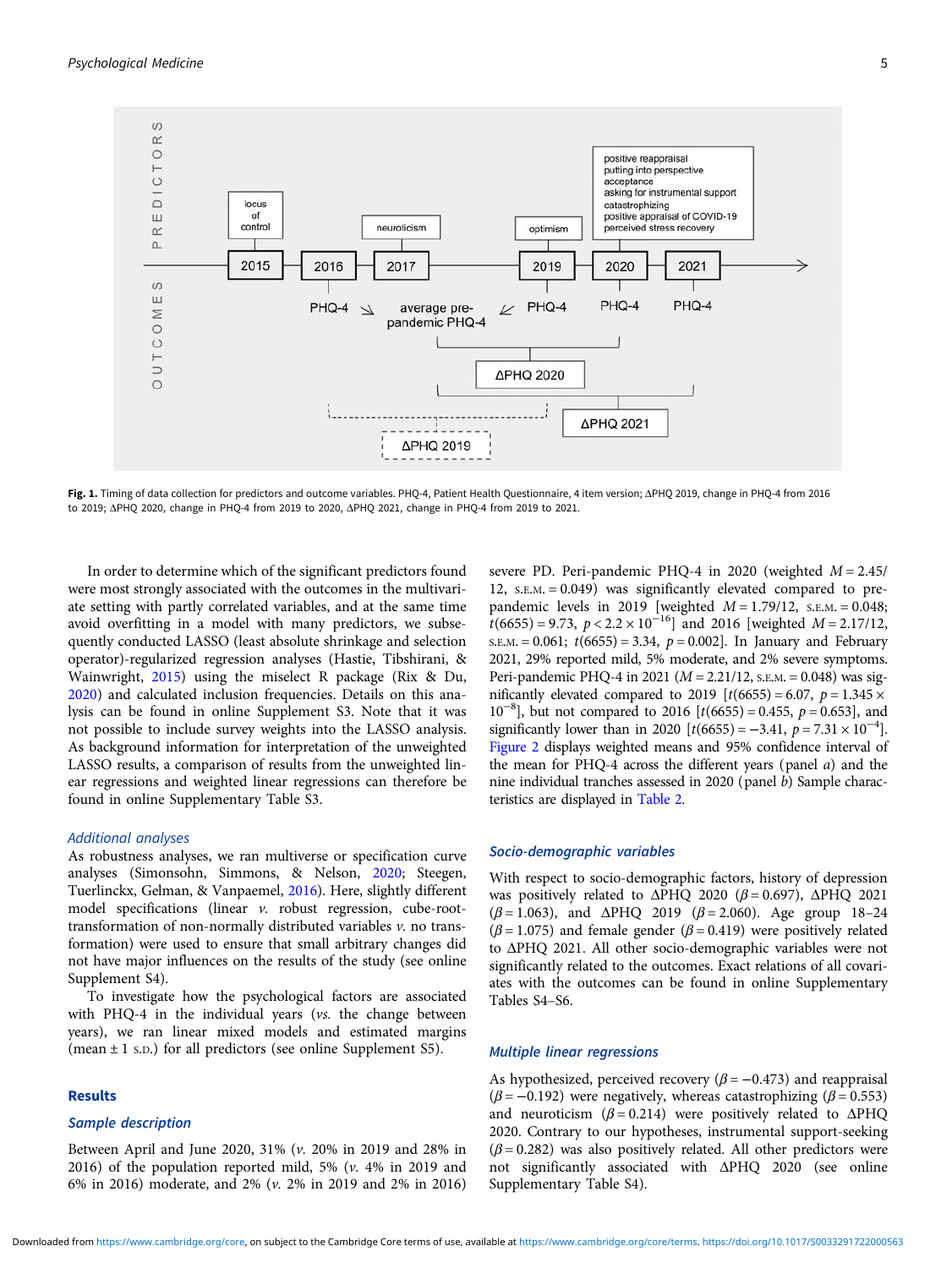Fig. 1. Timing of data collection for predictors and outcome variables. PHQ-4, Patient Health Questionnaire, 4 item version; ΔPHQ 2019, change in PHQ-4 from 2016 to 2019; ΔPHQ 2020, change in PHQ-4 from 2019 to 2020, ΔPHQ 2021, change in PHQ-4 from 2019 to 2021.

In order to determine which of the significant predictors found were most strongly associated with the outcomes in the multivariate setting with partly correlated variables, and at the same time avoid overfitting in a model with many predictors, we subsequently conducted LASSO (least absolute shrinkage and selection operator)-regularized regression analyses (Hastie, Tibshirani, & Wainwright, 2015) using the miselect R package (Rix & Du, 2020) and calculated inclusion frequencies. Details on this analysis can be found in online Supplement S3. Note that it was not possible to include survey weights into the LASSO analysis. As background information for interpretation of the unweighted LASSO results, a comparison of results from the unweighted linear regressions and weighted linear regressions can therefore be found in online Supplementary Table S3.

### Additional analyses

As robustness analyses, we ran multiverse or specification curve analyses (Simonsohn, Simmons, & Nelson, 2020; Steegen, Tuerlinckx, Gelman, & Vanpaemel, 2016). Here, slightly different model specifications (linear *v.* robust regression, cube-root-transformation of non-normally distributed variables *v.* no transformation) were used to ensure that small arbitrary changes did not have major influences on the results of the study (see online Supplement S4).

To investigate how the psychological factors are associated with PHQ-4 in the individual years (*vs.* the change between years), we ran linear mixed models and estimated margins (mean ± 1 S.D.) for all predictors (see online Supplement S5).

## Results

### Sample description

Between April and June 2020, 31% (*v.* 20% in 2019 and 28% in 2016) of the population reported mild, 5% (*v.* 4% in 2019 and 6% in 2016) moderate, and 2% (*v.* 2% in 2019 and 2% in 2016) severe PD. Peri-pandemic PHQ-4 in 2020 (weighted $M = 2.45/12$, S.E.M. = 0.049) was significantly elevated compared to pre-pandemic levels in 2019 [weighted $M = 1.79/12$, S.E.M. = 0.048; $t(6655) = 9.73$, $p < 2.2 \times 10^{-16}$] and 2016 [weighted $M = 2.17/12$, S.E.M. = 0.061; $t(6655) = 3.34$, $p = 0.002$]. In January and February 2021, 29% reported mild, 5% moderate, and 2% severe symptoms. Peri-pandemic PHQ-4 in 2021 ($M = 2.21/12$, S.E.M. = 0.048) was significantly elevated compared to 2019 [$t(6655) = 6.07$, $p = 1.345 \times 10^{-8}$], but not compared to 2016 [$t(6655) = 0.455$, $p = 0.653$], and significantly lower than in 2020 [$t(6655) = -3.41$, $p = 7.31 \times 10^{-4}$]. Figure 2 displays weighted means and 95% confidence interval of the mean for PHQ-4 across the different years (panel *a*) and the nine individual tranches assessed in 2020 (panel *b*) Sample characteristics are displayed in Table 2.

### Socio-demographic variables

With respect to socio-demographic factors, history of depression was positively related to ΔPHQ 2020 ($\beta = 0.697$), ΔPHQ 2021 ($\beta = 1.063$), and ΔPHQ 2019 ($\beta = 2.060$). Age group 18–24 ($\beta = 1.075$) and female gender ($\beta = 0.419$) were positively related to ΔPHQ 2021. All other socio-demographic variables were not significantly related to the outcomes. Exact relations of all covariates with the outcomes can be found in online Supplementary Tables S4–S6.

### Multiple linear regressions

As hypothesized, perceived recovery ($\beta = -0.473$) and reappraisal ($\beta = -0.192$) were negatively, whereas catastrophizing ($\beta = 0.553$) and neuroticism ($\beta = 0.214$) were positively related to ΔPHQ 2020. Contrary to our hypotheses, instrumental support-seeking ($\beta = 0.282$) was also positively related. All other predictors were not significantly associated with ΔPHQ 2020 (see online Supplementary Table S4).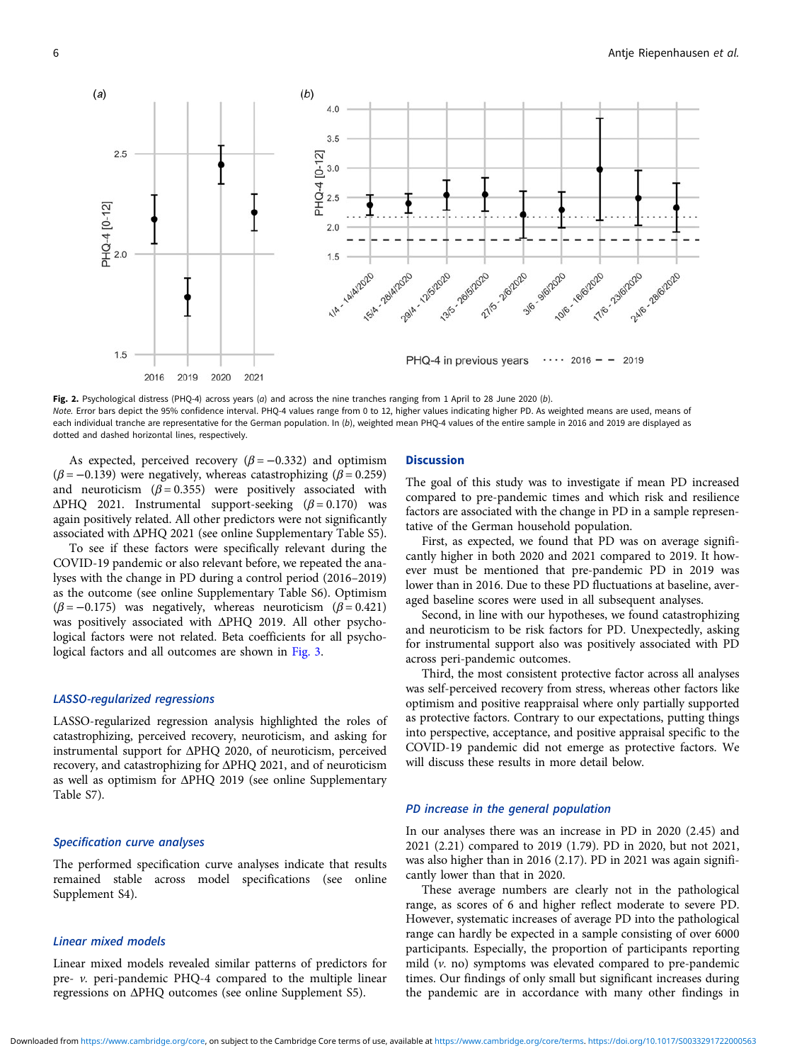Fig. 2. Psychological distress (PHQ-4) across years (*a*) and across the nine tranches ranging from 1 April to 28 June 2020 (*b*).
*Note.* Error bars depict the 95% confidence interval. PHQ-4 values range from 0 to 12, higher values indicating higher PD. As weighted means are used, means of each individual tranche are representative for the German population. In (*b*), weighted mean PHQ-4 values of the entire sample in 2016 and 2019 are displayed as dotted and dashed horizontal lines, respectively.

As expected, perceived recovery ($\beta = -0.332$) and optimism ($\beta = -0.139$) were negatively, whereas catastrophizing ($\beta = 0.259$) and neuroticism ($\beta = 0.355$) were positively associated with ΔPHQ 2021. Instrumental support-seeking ($\beta = 0.170$) was again positively related. All other predictors were not significantly associated with ΔPHQ 2021 (see online Supplementary Table S5).

To see if these factors were specifically relevant during the COVID-19 pandemic or also relevant before, we repeated the analyses with the change in PD during a control period (2016–2019) as the outcome (see online Supplementary Table S6). Optimism ($\beta = -0.175$) was negatively, whereas neuroticism ($\beta = 0.421$) was positively associated with ΔPHQ 2019. All other psychological factors were not related. Beta coefficients for all psychological factors and all outcomes are shown in Fig. 3.

### *LASSO-regularized regressions*

LASSO-regularized regression analysis highlighted the roles of catastrophizing, perceived recovery, neuroticism, and asking for instrumental support for ΔPHQ 2020, of neuroticism, perceived recovery, and catastrophizing for ΔPHQ 2021, and of neuroticism as well as optimism for ΔPHQ 2019 (see online Supplementary Table S7).

### *Specification curve analyses*

The performed specification curve analyses indicate that results remained stable across model specifications (see online Supplement S4).

### *Linear mixed models*

Linear mixed models revealed similar patterns of predictors for pre- *v.* peri-pandemic PHQ-4 compared to the multiple linear regressions on ΔPHQ outcomes (see online Supplement S5).

## Discussion

The goal of this study was to investigate if mean PD increased compared to pre-pandemic times and which risk and resilience factors are associated with the change in PD in a sample representative of the German household population.

First, as expected, we found that PD was on average significantly higher in both 2020 and 2021 compared to 2019. It however must be mentioned that pre-pandemic PD in 2019 was lower than in 2016. Due to these PD fluctuations at baseline, averaged baseline scores were used in all subsequent analyses.

Second, in line with our hypotheses, we found catastrophizing and neuroticism to be risk factors for PD. Unexpectedly, asking for instrumental support also was positively associated with PD across peri-pandemic outcomes.

Third, the most consistent protective factor across all analyses was self-perceived recovery from stress, whereas other factors like optimism and positive reappraisal where only partially supported as protective factors. Contrary to our expectations, putting things into perspective, acceptance, and positive appraisal specific to the COVID-19 pandemic did not emerge as protective factors. We will discuss these results in more detail below.

### *PD increase in the general population*

In our analyses there was an increase in PD in 2020 (2.45) and 2021 (2.21) compared to 2019 (1.79). PD in 2020, but not 2021, was also higher than in 2016 (2.17). PD in 2021 was again significantly lower than that in 2020.

These average numbers are clearly not in the pathological range, as scores of 6 and higher reflect moderate to severe PD. However, systematic increases of average PD into the pathological range can hardly be expected in a sample consisting of over 6000 participants. Especially, the proportion of participants reporting mild (*v.* no) symptoms was elevated compared to pre-pandemic times. Our findings of only small but significant increases during the pandemic are in accordance with many other findings in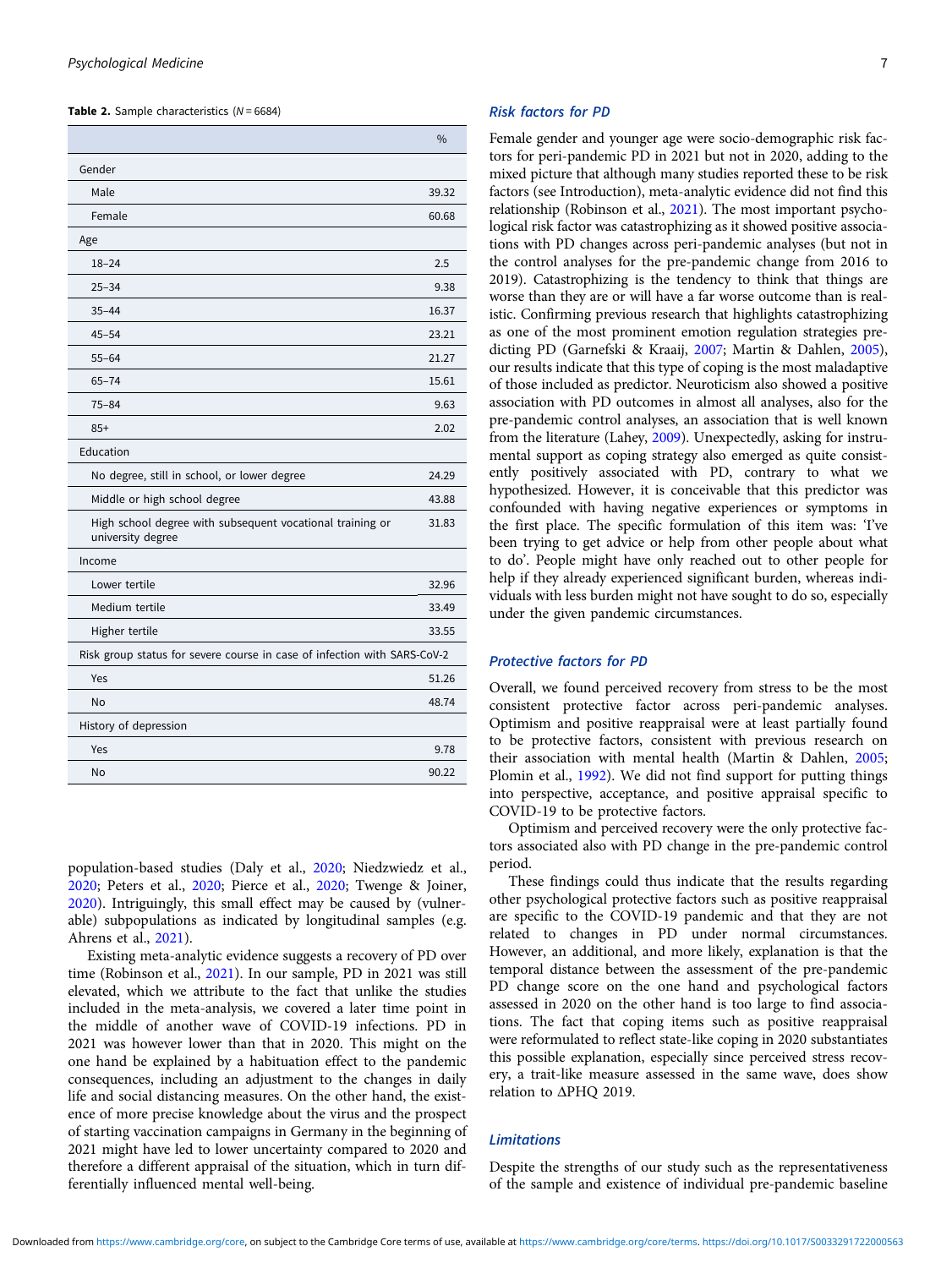**Table 2.** Sample characteristics ($N = 6684$)

| | % |
|---|---|
| Gender | |
| Male | 39.32 |
| Female | 60.68 |
| Age | |
| 18–24 | 2.5 |
| 25–34 | 9.38 |
| 35–44 | 16.37 |
| 45–54 | 23.21 |
| 55–64 | 21.27 |
| 65–74 | 15.61 |
| 75–84 | 9.63 |
| 85+ | 2.02 |
| Education | |
| No degree, still in school, or lower degree | 24.29 |
| Middle or high school degree | 43.88 |
| High school degree with subsequent vocational training or university degree | 31.83 |
| Income | |
| Lower tertile | 32.96 |
| Medium tertile | 33.49 |
| Higher tertile | 33.55 |
| Risk group status for severe course in case of infection with SARS-CoV-2 | |
| Yes | 51.26 |
| No | 48.74 |
| History of depression | |
| Yes | 9.78 |
| No | 90.22 |

population-based studies (Daly et al., 2020; Niedzwiedz et al., 2020; Peters et al., 2020; Pierce et al., 2020; Twenge & Joiner, 2020). Intriguingly, this small effect may be caused by (vulnerable) subpopulations as indicated by longitudinal samples (e.g. Ahrens et al., 2021).

Existing meta-analytic evidence suggests a recovery of PD over time (Robinson et al., 2021). In our sample, PD in 2021 was still elevated, which we attribute to the fact that unlike the studies included in the meta-analysis, we covered a later time point in the middle of another wave of COVID-19 infections. PD in 2021 was however lower than that in 2020. This might on the one hand be explained by a habituation effect to the pandemic consequences, including an adjustment to the changes in daily life and social distancing measures. On the other hand, the existence of more precise knowledge about the virus and the prospect of starting vaccination campaigns in Germany in the beginning of 2021 might have led to lower uncertainty compared to 2020 and therefore a different appraisal of the situation, which in turn differentially influenced mental well-being.

### Risk factors for PD

Female gender and younger age were socio-demographic risk factors for peri-pandemic PD in 2021 but not in 2020, adding to the mixed picture that although many studies reported these to be risk factors (see Introduction), meta-analytic evidence did not find this relationship (Robinson et al., 2021). The most important psychological risk factor was catastrophizing as it showed positive associations with PD changes across peri-pandemic analyses (but not in the control analyses for the pre-pandemic change from 2016 to 2019). Catastrophizing is the tendency to think that things are worse than they are or will have a far worse outcome than is realistic. Confirming previous research that highlights catastrophizing as one of the most prominent emotion regulation strategies predicting PD (Garnefski & Kraaij, 2007; Martin & Dahlen, 2005), our results indicate that this type of coping is the most maladaptive of those included as predictor. Neuroticism also showed a positive association with PD outcomes in almost all analyses, also for the pre-pandemic control analyses, an association that is well known from the literature (Lahey, 2009). Unexpectedly, asking for instrumental support as coping strategy also emerged as quite consistently positively associated with PD, contrary to what we hypothesized. However, it is conceivable that this predictor was confounded with having negative experiences or symptoms in the first place. The specific formulation of this item was: 'I've been trying to get advice or help from other people about what to do'. People might have only reached out to other people for help if they already experienced significant burden, whereas individuals with less burden might not have sought to do so, especially under the given pandemic circumstances.

### Protective factors for PD

Overall, we found perceived recovery from stress to be the most consistent protective factor across peri-pandemic analyses. Optimism and positive reappraisal were at least partially found to be protective factors, consistent with previous research on their association with mental health (Martin & Dahlen, 2005; Plomin et al., 1992). We did not find support for putting things into perspective, acceptance, and positive appraisal specific to COVID-19 to be protective factors.

Optimism and perceived recovery were the only protective factors associated also with PD change in the pre-pandemic control period.

These findings could thus indicate that the results regarding other psychological protective factors such as positive reappraisal are specific to the COVID-19 pandemic and that they are not related to changes in PD under normal circumstances. However, an additional, and more likely, explanation is that the temporal distance between the assessment of the pre-pandemic PD change score on the one hand and psychological factors assessed in 2020 on the other hand is too large to find associations. The fact that coping items such as positive reappraisal were reformulated to reflect state-like coping in 2020 substantiates this possible explanation, especially since perceived stress recovery, a trait-like measure assessed in the same wave, does show relation to ΔPHQ 2019.

### Limitations

Despite the strengths of our study such as the representativeness of the sample and existence of individual pre-pandemic baseline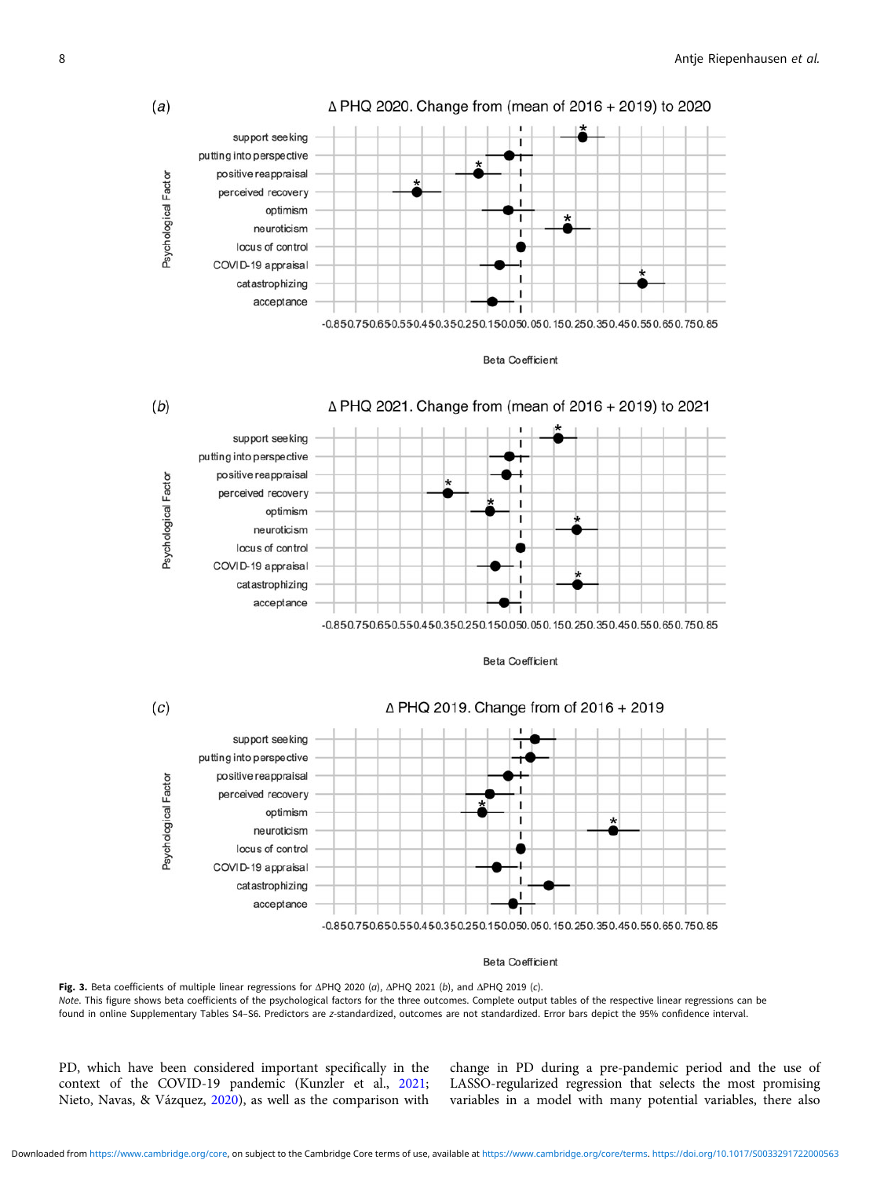**Fig. 3.** Beta coefficients of multiple linear regressions for ΔPHQ 2020 (*a*), ΔPHQ 2021 (*b*), and ΔPHQ 2019 (*c*).
*Note*. This figure shows beta coefficients of the psychological factors for the three outcomes. Complete output tables of the respective linear regressions can be found in online Supplementary Tables S4–S6. Predictors are *z*-standardized, outcomes are not standardized. Error bars depict the 95% confidence interval.

PD, which have been considered important specifically in the context of the COVID-19 pandemic (Kunzler et al., 2021; Nieto, Navas, & Vázquez, 2020), as well as the comparison with change in PD during a pre-pandemic period and the use of LASSO-regularized regression that selects the most promising variables in a model with many potential variables, there also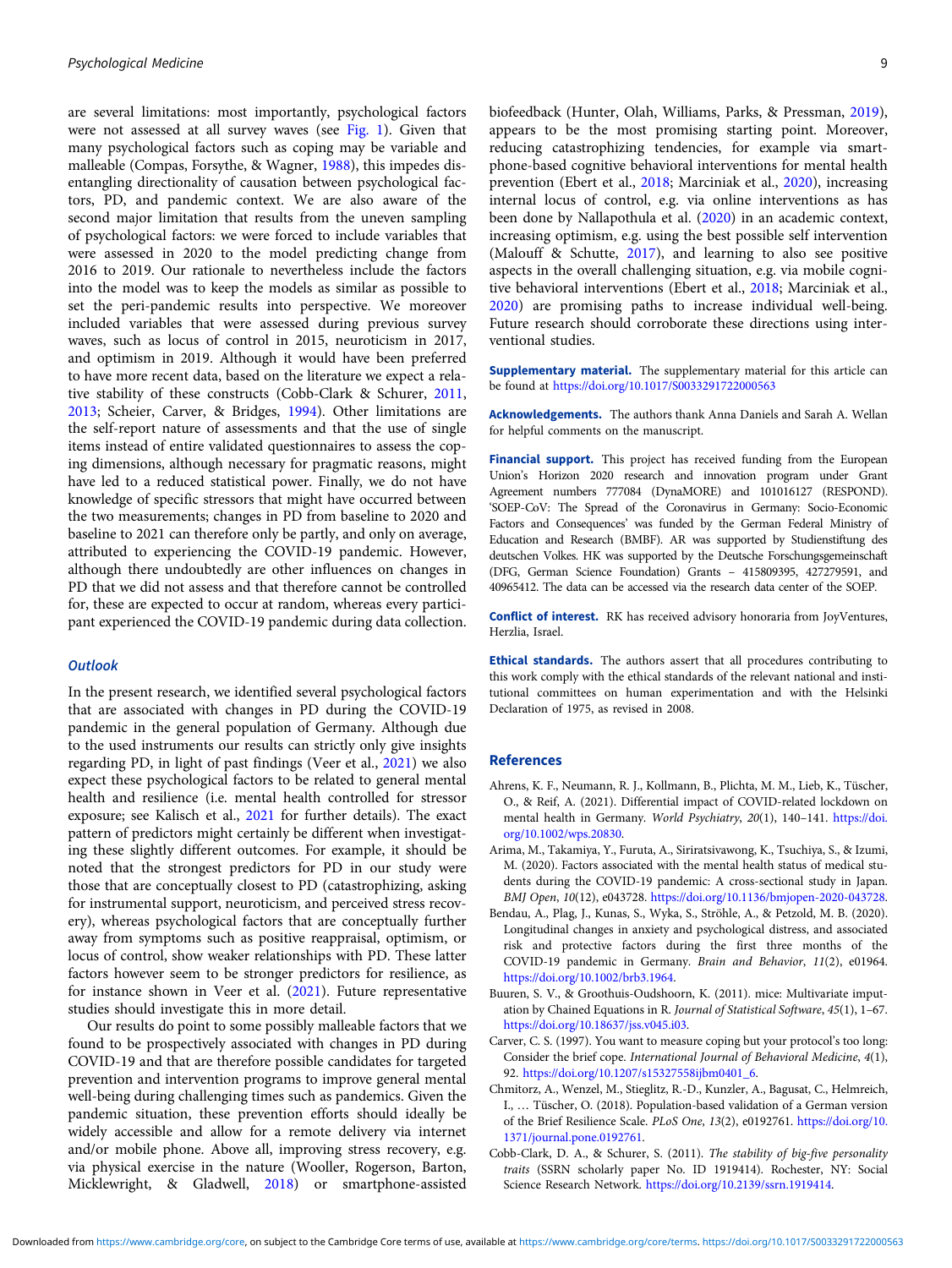are several limitations: most importantly, psychological factors were not assessed at all survey waves (see Fig. 1). Given that many psychological factors such as coping may be variable and malleable (Compas, Forsythe, & Wagner, 1988), this impedes disentangling directionality of causation between psychological factors, PD, and pandemic context. We are also aware of the second major limitation that results from the uneven sampling of psychological factors: we were forced to include variables that were assessed in 2020 to the model predicting change from 2016 to 2019. Our rationale to nevertheless include the factors into the model was to keep the models as similar as possible to set the peri-pandemic results into perspective. We moreover included variables that were assessed during previous survey waves, such as locus of control in 2015, neuroticism in 2017, and optimism in 2019. Although it would have been preferred to have more recent data, based on the literature we expect a relative stability of these constructs (Cobb-Clark & Schurer, 2011, 2013; Scheier, Carver, & Bridges, 1994). Other limitations are the self-report nature of assessments and that the use of single items instead of entire validated questionnaires to assess the coping dimensions, although necessary for pragmatic reasons, might have led to a reduced statistical power. Finally, we do not have knowledge of specific stressors that might have occurred between the two measurements; changes in PD from baseline to 2020 and baseline to 2021 can therefore only be partly, and only on average, attributed to experiencing the COVID-19 pandemic. However, although there undoubtedly are other influences on changes in PD that we did not assess and that therefore cannot be controlled for, these are expected to occur at random, whereas every participant experienced the COVID-19 pandemic during data collection.

### *Outlook*

In the present research, we identified several psychological factors that are associated with changes in PD during the COVID-19 pandemic in the general population of Germany. Although due to the used instruments our results can strictly only give insights regarding PD, in light of past findings (Veer et al., 2021) we also expect these psychological factors to be related to general mental health and resilience (i.e. mental health controlled for stressor exposure; see Kalisch et al., 2021 for further details). The exact pattern of predictors might certainly be different when investigating these slightly different outcomes. For example, it should be noted that the strongest predictors for PD in our study were those that are conceptually closest to PD (catastrophizing, asking for instrumental support, neuroticism, and perceived stress recovery), whereas psychological factors that are conceptually further away from symptoms such as positive reappraisal, optimism, or locus of control, show weaker relationships with PD. These latter factors however seem to be stronger predictors for resilience, as for instance shown in Veer et al. (2021). Future representative studies should investigate this in more detail.

Our results do point to some possibly malleable factors that we found to be prospectively associated with changes in PD during COVID-19 and that are therefore possible candidates for targeted prevention and intervention programs to improve general mental well-being during challenging times such as pandemics. Given the pandemic situation, these prevention efforts should ideally be widely accessible and allow for a remote delivery via internet and/or mobile phone. Above all, improving stress recovery, e.g. via physical exercise in the nature (Wooller, Rogerson, Barton, Micklewright, & Gladwell, 2018) or smartphone-assisted biofeedback (Hunter, Olah, Williams, Parks, & Pressman, 2019), appears to be the most promising starting point. Moreover, reducing catastrophizing tendencies, for example via smartphone-based cognitive behavioral interventions for mental health prevention (Ebert et al., 2018; Marciniak et al., 2020), increasing internal locus of control, e.g. via online interventions as has been done by Nallapothula et al. (2020) in an academic context, increasing optimism, e.g. using the best possible self intervention (Malouff & Schutte, 2017), and learning to also see positive aspects in the overall challenging situation, e.g. via mobile cognitive behavioral interventions (Ebert et al., 2018; Marciniak et al., 2020) are promising paths to increase individual well-being. Future research should corroborate these directions using interventional studies.

**Supplementary material.** The supplementary material for this article can be found at https://doi.org/10.1017/S0033291722000563

**Acknowledgements.** The authors thank Anna Daniels and Sarah A. Wellan for helpful comments on the manuscript.

**Financial support.** This project has received funding from the European Union's Horizon 2020 research and innovation program under Grant Agreement numbers 777084 (DynaMORE) and 101016127 (RESPOND). 'SOEP-CoV: The Spread of the Coronavirus in Germany: Socio-Economic Factors and Consequences' was funded by the German Federal Ministry of Education and Research (BMBF). AR was supported by Studienstiftung des deutschen Volkes. HK was supported by the Deutsche Forschungsgemeinschaft (DFG, German Science Foundation) Grants – 415809395, 427279591, and 40965412. The data can be accessed via the research data center of the SOEP.

**Conflict of interest.** RK has received advisory honoraria from JoyVentures, Herzlia, Israel.

**Ethical standards.** The authors assert that all procedures contributing to this work comply with the ethical standards of the relevant national and institutional committees on human experimentation and with the Helsinki Declaration of 1975, as revised in 2008.

## References

- Ahrens, K. F., Neumann, R. J., Kollmann, B., Plichta, M. M., Lieb, K., Tüscher, O., & Reif, A. (2021). Differential impact of COVID-related lockdown on mental health in Germany. *World Psychiatry*, *20*(1), 140–141. https://doi.org/10.1002/wps.20830.
- Arima, M., Takamiya, Y., Furuta, A., Siriratsivawong, K., Tsuchiya, S., & Izumi, M. (2020). Factors associated with the mental health status of medical students during the COVID-19 pandemic: A cross-sectional study in Japan. *BMJ Open*, *10*(12), e043728. https://doi.org/10.1136/bmjopen-2020-043728.
- Bendau, A., Plag, J., Kunas, S., Wyka, S., Ströhle, A., & Petzold, M. B. (2020). Longitudinal changes in anxiety and psychological distress, and associated risk and protective factors during the first three months of the COVID-19 pandemic in Germany. *Brain and Behavior*, *11*(2), e01964. https://doi.org/10.1002/brb3.1964.
- Buuren, S. V., & Groothuis-Oudshoorn, K. (2011). mice: Multivariate imputation by Chained Equations in R. *Journal of Statistical Software*, *45*(1), 1–67. https://doi.org/10.18637/jss.v045.i03.
- Carver, C. S. (1997). You want to measure coping but your protocol's too long: Consider the brief cope. *International Journal of Behavioral Medicine*, *4*(1), 92. https://doi.org/10.1207/s15327558ijbm0401_6.
- Chmitorz, A., Wenzel, M., Stieglitz, R.-D., Kunzler, A., Bagusat, C., Helmreich, I., … Tüscher, O. (2018). Population-based validation of a German version of the Brief Resilience Scale. *PLoS One*, *13*(2), e0192761. https://doi.org/10.1371/journal.pone.0192761.
- Cobb-Clark, D. A., & Schurer, S. (2011). *The stability of big-five personality traits* (SSRN scholarly paper No. ID 1919414). Rochester, NY: Social Science Research Network. https://doi.org/10.2139/ssrn.1919414.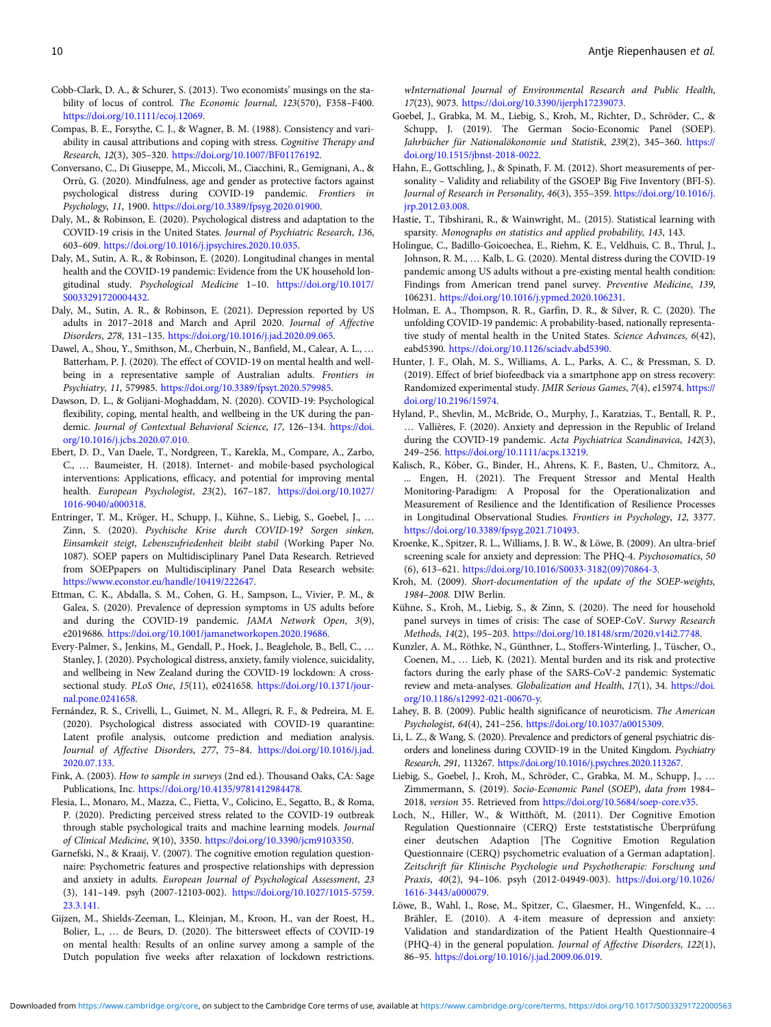Cobb-Clark, D. A., & Schurer, S. (2013). Two economists' musings on the stability of locus of control. *The Economic Journal*, *123*(570), F358–F400. https://doi.org/10.1111/ecoj.12069.

Compas, B. E., Forsythe, C. J., & Wagner, B. M. (1988). Consistency and variability in causal attributions and coping with stress. *Cognitive Therapy and Research*, *12*(3), 305–320. https://doi.org/10.1007/BF01176192.

Conversano, C., Di Giuseppe, M., Miccoli, M., Ciacchini, R., Gemignani, A., & Orrù, G. (2020). Mindfulness, age and gender as protective factors against psychological distress during COVID-19 pandemic. *Frontiers in Psychology*, *11*, 1900. https://doi.org/10.3389/fpsyg.2020.01900.

Daly, M., & Robinson, E. (2020). Psychological distress and adaptation to the COVID-19 crisis in the United States. *Journal of Psychiatric Research*, *136*, 603–609. https://doi.org/10.1016/j.jpsychires.2020.10.035.

Daly, M., Sutin, A. R., & Robinson, E. (2020). Longitudinal changes in mental health and the COVID-19 pandemic: Evidence from the UK household longitudinal study. *Psychological Medicine* 1–10. https://doi.org/10.1017/S0033291720004432.

Daly, M., Sutin, A. R., & Robinson, E. (2021). Depression reported by US adults in 2017–2018 and March and April 2020. *Journal of Affective Disorders*, *278*, 131–135. https://doi.org/10.1016/j.jad.2020.09.065.

Dawel, A., Shou, Y., Smithson, M., Cherbuin, N., Banfield, M., Calear, A. L., … Batterham, P. J. (2020). The effect of COVID-19 on mental health and wellbeing in a representative sample of Australian adults. *Frontiers in Psychiatry*, *11*, 579985. https://doi.org/10.3389/fpsyt.2020.579985.

Dawson, D. L., & Golijani-Moghaddam, N. (2020). COVID-19: Psychological flexibility, coping, mental health, and wellbeing in the UK during the pandemic. *Journal of Contextual Behavioral Science*, *17*, 126–134. https://doi.org/10.1016/j.jcbs.2020.07.010.

Ebert, D. D., Van Daele, T., Nordgreen, T., Karekla, M., Compare, A., Zarbo, C., … Baumeister, H. (2018). Internet- and mobile-based psychological interventions: Applications, efficacy, and potential for improving mental health. *European Psychologist*, *23*(2), 167–187. https://doi.org/10.1027/1016-9040/a000318.

Entringer, T. M., Kröger, H., Schupp, J., Kühne, S., Liebig, S., Goebel, J., … Zinn, S. (2020). *Psychische Krise durch COVID-19? Sorgen sinken, Einsamkeit steigt, Lebenszufriedenheit bleibt stabil* (Working Paper No. 1087). SOEP papers on Multidisciplinary Panel Data Research. Retrieved from SOEPpapers on Multidisciplinary Panel Data Research website: https://www.econstor.eu/handle/10419/222647.

Ettman, C. K., Abdalla, S. M., Cohen, G. H., Sampson, L., Vivier, P. M., & Galea, S. (2020). Prevalence of depression symptoms in US adults before and during the COVID-19 pandemic. *JAMA Network Open*, *3*(9), e2019686. https://doi.org/10.1001/jamanetworkopen.2020.19686.

Every-Palmer, S., Jenkins, M., Gendall, P., Hoek, J., Beaglehole, B., Bell, C., … Stanley, J. (2020). Psychological distress, anxiety, family violence, suicidality, and wellbeing in New Zealand during the COVID-19 lockdown: A cross-sectional study. *PLoS One*, *15*(11), e0241658. https://doi.org/10.1371/journal.pone.0241658.

Fernández, R. S., Crivelli, L., Guimet, N. M., Allegri, R. F., & Pedreira, M. E. (2020). Psychological distress associated with COVID-19 quarantine: Latent profile analysis, outcome prediction and mediation analysis. *Journal of Affective Disorders*, *277*, 75–84. https://doi.org/10.1016/j.jad.2020.07.133.

Fink, A. (2003). *How to sample in surveys* (2nd ed.). Thousand Oaks, CA: Sage Publications, Inc. https://doi.org/10.4135/9781412984478.

Flesia, L., Monaro, M., Mazza, C., Fietta, V., Colicino, E., Segatto, B., & Roma, P. (2020). Predicting perceived stress related to the COVID-19 outbreak through stable psychological traits and machine learning models. *Journal of Clinical Medicine*, *9*(10), 3350. https://doi.org/10.3390/jcm9103350.

Garnefski, N., & Kraaij, V. (2007). The cognitive emotion regulation questionnaire: Psychometric features and prospective relationships with depression and anxiety in adults. *European Journal of Psychological Assessment*, *23* (3), 141–149. psyh (2007-12103-002). https://doi.org/10.1027/1015-5759.23.3.141.

Gijzen, M., Shields-Zeeman, L., Kleinjan, M., Kroon, H., van der Roest, H., Bolier, L., … de Beurs, D. (2020). The bittersweet effects of COVID-19 on mental health: Results of an online survey among a sample of the Dutch population five weeks after relaxation of lockdown restrictions. *wInternational Journal of Environmental Research and Public Health*, *17*(23), 9073. https://doi.org/10.3390/ijerph17239073.

Goebel, J., Grabka, M. M., Liebig, S., Kroh, M., Richter, D., Schröder, C., & Schupp, J. (2019). The German Socio-Economic Panel (SOEP). *Jahrbücher für Nationalökonomie und Statistik*, *239*(2), 345–360. https://doi.org/10.1515/jbnst-2018-0022.

Hahn, E., Gottschling, J., & Spinath, F. M. (2012). Short measurements of personality – Validity and reliability of the GSOEP Big Five Inventory (BFI-S). *Journal of Research in Personality*, *46*(3), 355–359. https://doi.org/10.1016/j.jrp.2012.03.008.

Hastie, T., Tibshirani, R., & Wainwright, M.. (2015). Statistical learning with sparsity. *Monographs on statistics and applied probability*, *143*, 143.

Holingue, C., Badillo-Goicoechea, E., Riehm, K. E., Veldhuis, C. B., Thrul, J., Johnson, R. M., … Kalb, L. G. (2020). Mental distress during the COVID-19 pandemic among US adults without a pre-existing mental health condition: Findings from American trend panel survey. *Preventive Medicine*, *139*, 106231. https://doi.org/10.1016/j.ypmed.2020.106231.

Holman, E. A., Thompson, R. R., Garfin, D. R., & Silver, R. C. (2020). The unfolding COVID-19 pandemic: A probability-based, nationally representative study of mental health in the United States. *Science Advances*, *6*(42), eabd5390. https://doi.org/10.1126/sciadv.abd5390.

Hunter, J. F., Olah, M. S., Williams, A. L., Parks, A. C., & Pressman, S. D. (2019). Effect of brief biofeedback via a smartphone app on stress recovery: Randomized experimental study. *JMIR Serious Games*, *7*(4), e15974. https://doi.org/10.2196/15974.

Hyland, P., Shevlin, M., McBride, O., Murphy, J., Karatzias, T., Bentall, R. P., … Vallières, F. (2020). Anxiety and depression in the Republic of Ireland during the COVID-19 pandemic. *Acta Psychiatrica Scandinavica*, *142*(3), 249–256. https://doi.org/10.1111/acps.13219.

Kalisch, R., Köber, G., Binder, H., Ahrens, K. F., Basten, U., Chmitorz, A., ... Engen, H. (2021). The Frequent Stressor and Mental Health Monitoring-Paradigm: A Proposal for the Operationalization and Measurement of Resilience and the Identification of Resilience Processes in Longitudinal Observational Studies. *Frontiers in Psychology*, *12*, 3377. https://doi.org/10.3389/fpsyg.2021.710493.

Kroenke, K., Spitzer, R. L., Williams, J. B. W., & Löwe, B. (2009). An ultra-brief screening scale for anxiety and depression: The PHQ-4. *Psychosomatics*, *50* (6), 613–621. https://doi.org/10.1016/S0033-3182(09)70864-3.

Kroh, M. (2009). *Short-documentation of the update of the SOEP-weights, 1984–2008.* DIW Berlin.

Kühne, S., Kroh, M., Liebig, S., & Zinn, S. (2020). The need for household panel surveys in times of crisis: The case of SOEP-CoV. *Survey Research Methods*, *14*(2), 195–203. https://doi.org/10.18148/srm/2020.v14i2.7748.

Kunzler, A. M., Röthke, N., Günthner, L., Stoffers-Winterling, J., Tüscher, O., Coenen, M., … Lieb, K. (2021). Mental burden and its risk and protective factors during the early phase of the SARS-CoV-2 pandemic: Systematic review and meta-analyses. *Globalization and Health*, *17*(1), 34. https://doi.org/10.1186/s12992-021-00670-y.

Lahey, B. B. (2009). Public health significance of neuroticism. *The American Psychologist*, *64*(4), 241–256. https://doi.org/10.1037/a0015309.

Li, L. Z., & Wang, S. (2020). Prevalence and predictors of general psychiatric disorders and loneliness during COVID-19 in the United Kingdom. *Psychiatry Research*, *291*, 113267. https://doi.org/10.1016/j.psychres.2020.113267.

Liebig, S., Goebel, J., Kroh, M., Schröder, C., Grabka, M. M., Schupp, J., … Zimmermann, S. (2019). *Socio-Economic Panel* (*SOEP*), *data from* 1984–2018, *version* 35. Retrieved from https://doi.org/10.5684/soep-core.v35.

Loch, N., Hiller, W., & Witthöft, M. (2011). Der Cognitive Emotion Regulation Questionnaire (CERQ) Erste teststatistische Überprüfung einer deutschen Adaption [The Cognitive Emotion Regulation Questionnaire (CERQ) psychometric evaluation of a German adaptation]. *Zeitschrift für Klinische Psychologie und Psychotherapie: Forschung und Praxis*, *40*(2), 94–106. psyh (2012-04949-003). https://doi.org/10.1026/1616-3443/a000079.

Löwe, B., Wahl, I., Rose, M., Spitzer, C., Glaesmer, H., Wingenfeld, K., … Brähler, E. (2010). A 4-item measure of depression and anxiety: Validation and standardization of the Patient Health Questionnaire-4 (PHQ-4) in the general population. *Journal of Affective Disorders*, *122*(1), 86–95. https://doi.org/10.1016/j.jad.2009.06.019.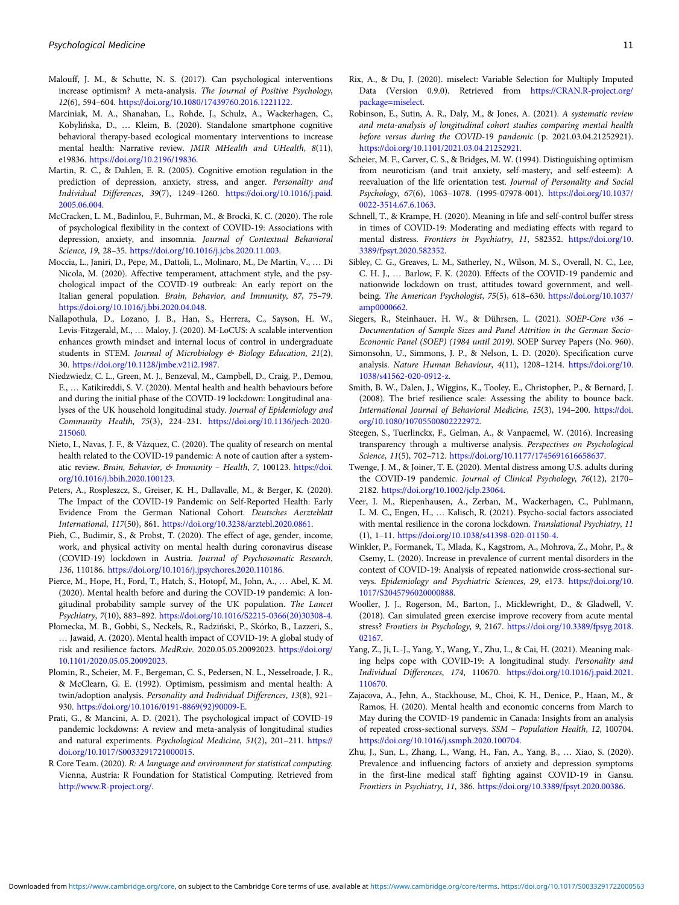Malouff, J. M., & Schutte, N. S. (2017). Can psychological interventions increase optimism? A meta-analysis. *The Journal of Positive Psychology*, *12*(6), 594–604. https://doi.org/10.1080/17439760.2016.1221122.

Marciniak, M. A., Shanahan, L., Rohde, J., Schulz, A., Wackerhagen, C., Kobylińska, D., … Kleim, B. (2020). Standalone smartphone cognitive behavioral therapy-based ecological momentary interventions to increase mental health: Narrative review. *JMIR MHealth and UHealth*, *8*(11), e19836. https://doi.org/10.2196/19836.

Martin, R. C., & Dahlen, E. R. (2005). Cognitive emotion regulation in the prediction of depression, anxiety, stress, and anger. *Personality and Individual Differences*, *39*(7), 1249–1260. https://doi.org/10.1016/j.paid.2005.06.004.

McCracken, L. M., Badinlou, F., Buhrman, M., & Brocki, K. C. (2020). The role of psychological flexibility in the context of COVID-19: Associations with depression, anxiety, and insomnia. *Journal of Contextual Behavioral Science*, *19*, 28–35. https://doi.org/10.1016/j.jcbs.2020.11.003.

Moccia, L., Janiri, D., Pepe, M., Dattoli, L., Molinaro, M., De Martin, V., … Di Nicola, M. (2020). Affective temperament, attachment style, and the psychological impact of the COVID-19 outbreak: An early report on the Italian general population. *Brain, Behavior, and Immunity*, *87*, 75–79. https://doi.org/10.1016/j.bbi.2020.04.048.

Nallapothula, D., Lozano, J. B., Han, S., Herrera, C., Sayson, H. W., Levis-Fitzgerald, M., … Maloy, J. (2020). M-LoCUS: A scalable intervention enhances growth mindset and internal locus of control in undergraduate students in STEM. *Journal of Microbiology & Biology Education*, *21*(2), 30. https://doi.org/10.1128/jmbe.v21i2.1987.

Niedzwiedz, C. L., Green, M. J., Benzeval, M., Campbell, D., Craig, P., Demou, E., … Katikireddi, S. V. (2020). Mental health and health behaviours before and during the initial phase of the COVID-19 lockdown: Longitudinal analyses of the UK household longitudinal study. *Journal of Epidemiology and Community Health*, *75*(3), 224–231. https://doi.org/10.1136/jech-2020-215060.

Nieto, I., Navas, J. F., & Vázquez, C. (2020). The quality of research on mental health related to the COVID-19 pandemic: A note of caution after a systematic review. *Brain, Behavior, & Immunity – Health*, *7*, 100123. https://doi.org/10.1016/j.bbih.2020.100123.

Peters, A., Rospleszcz, S., Greiser, K. H., Dallavalle, M., & Berger, K. (2020). The Impact of the COVID-19 Pandemic on Self-Reported Health: Early Evidence From the German National Cohort. *Deutsches Aerzteblatt International*, *117*(50), 861. https://doi.org/10.3238/arztebl.2020.0861.

Pieh, C., Budimir, S., & Probst, T. (2020). The effect of age, gender, income, work, and physical activity on mental health during coronavirus disease (COVID-19) lockdown in Austria. *Journal of Psychosomatic Research*, *136*, 110186. https://doi.org/10.1016/j.jpsychores.2020.110186.

Pierce, M., Hope, H., Ford, T., Hatch, S., Hotopf, M., John, A., … Abel, K. M. (2020). Mental health before and during the COVID-19 pandemic: A longitudinal probability sample survey of the UK population. *The Lancet Psychiatry*, *7*(10), 883–892. https://doi.org/10.1016/S2215-0366(20)30308-4.

Płomecka, M. B., Gobbi, S., Neckels, R., Radziński, P., Skórko, B., Lazzeri, S., … Jawaid, A. (2020). Mental health impact of COVID-19: A global study of risk and resilience factors. *MedRxiv*. 2020.05.05.20092023. https://doi.org/10.1101/2020.05.05.20092023.

Plomin, R., Scheier, M. F., Bergeman, C. S., Pedersen, N. L., Nesselroade, J. R., & McClearn, G. E. (1992). Optimism, pessimism and mental health: A twin/adoption analysis. *Personality and Individual Differences*, *13*(8), 921–930. https://doi.org/10.1016/0191-8869(92)90009-E.

Prati, G., & Mancini, A. D. (2021). The psychological impact of COVID-19 pandemic lockdowns: A review and meta-analysis of longitudinal studies and natural experiments. *Psychological Medicine*, *51*(2), 201–211. https://doi.org/10.1017/S0033291721000015.

R Core Team. (2020). *R: A language and environment for statistical computing*. Vienna, Austria: R Foundation for Statistical Computing. Retrieved from http://www.R-project.org/.

Rix, A., & Du, J. (2020). miselect: Variable Selection for Multiply Imputed Data (Version 0.9.0). Retrieved from https://CRAN.R-project.org/package=miselect.

Robinson, E., Sutin, A. R., Daly, M., & Jones, A. (2021). *A systematic review and meta-analysis of longitudinal cohort studies comparing mental health before versus during the COVID-19 pandemic* (p. 2021.03.04.21252921). https://doi.org/10.1101/2021.03.04.21252921.

Scheier, M. F., Carver, C. S., & Bridges, M. W. (1994). Distinguishing optimism from neuroticism (and trait anxiety, self-mastery, and self-esteem): A reevaluation of the life orientation test. *Journal of Personality and Social Psychology*, *67*(6), 1063–1078. (1995-07978-001). https://doi.org/10.1037/0022-3514.67.6.1063.

Schnell, T., & Krampe, H. (2020). Meaning in life and self-control buffer stress in times of COVID-19: Moderating and mediating effects with regard to mental distress. *Frontiers in Psychiatry*, *11*, 582352. https://doi.org/10.3389/fpsyt.2020.582352.

Sibley, C. G., Greaves, L. M., Satherley, N., Wilson, M. S., Overall, N. C., Lee, C. H. J., … Barlow, F. K. (2020). Effects of the COVID-19 pandemic and nationwide lockdown on trust, attitudes toward government, and well-being. *The American Psychologist*, *75*(5), 618–630. https://doi.org/10.1037/amp0000662.

Siegers, R., Steinhauer, H. W., & Dührsen, L. (2021). *SOEP-Core v36 – Documentation of Sample Sizes and Panel Attrition in the German Socio-Economic Panel (SOEP) (1984 until 2019)*. SOEP Survey Papers (No. 960).

Simonsohn, U., Simmons, J. P., & Nelson, L. D. (2020). Specification curve analysis. *Nature Human Behaviour*, *4*(11), 1208–1214. https://doi.org/10.1038/s41562-020-0912-z.

Smith, B. W., Dalen, J., Wiggins, K., Tooley, E., Christopher, P., & Bernard, J. (2008). The brief resilience scale: Assessing the ability to bounce back. *International Journal of Behavioral Medicine*, *15*(3), 194–200. https://doi.org/10.1080/10705500802222972.

Steegen, S., Tuerlinckx, F., Gelman, A., & Vanpaemel, W. (2016). Increasing transparency through a multiverse analysis. *Perspectives on Psychological Science*, *11*(5), 702–712. https://doi.org/10.1177/1745691616658637.

Twenge, J. M., & Joiner, T. E. (2020). Mental distress among U.S. adults during the COVID-19 pandemic. *Journal of Clinical Psychology*, *76*(12), 2170–2182. https://doi.org/10.1002/jclp.23064.

Veer, I. M., Riepenhausen, A., Zerban, M., Wackerhagen, C., Puhlmann, L. M. C., Engen, H., … Kalisch, R. (2021). Psycho-social factors associated with mental resilience in the corona lockdown. *Translational Psychiatry*, *11* (1), 1–11. https://doi.org/10.1038/s41398-020-01150-4.

Winkler, P., Formanek, T., Mlada, K., Kagstrom, A., Mohrova, Z., Mohr, P., & Csemy, L. (2020). Increase in prevalence of current mental disorders in the context of COVID-19: Analysis of repeated nationwide cross-sectional surveys. *Epidemiology and Psychiatric Sciences*, *29*, e173. https://doi.org/10.1017/S2045796020000888.

Wooller, J. J., Rogerson, M., Barton, J., Micklewright, D., & Gladwell, V. (2018). Can simulated green exercise improve recovery from acute mental stress? *Frontiers in Psychology*, *9*, 2167. https://doi.org/10.3389/fpsyg.2018.02167.

Yang, Z., Ji, L.-J., Yang, Y., Wang, Y., Zhu, L., & Cai, H. (2021). Meaning making helps cope with COVID-19: A longitudinal study. *Personality and Individual Differences*, *174*, 110670. https://doi.org/10.1016/j.paid.2021.110670.

Zajacova, A., Jehn, A., Stackhouse, M., Choi, K. H., Denice, P., Haan, M., & Ramos, H. (2020). Mental health and economic concerns from March to May during the COVID-19 pandemic in Canada: Insights from an analysis of repeated cross-sectional surveys. *SSM – Population Health*, *12*, 100704. https://doi.org/10.1016/j.ssmph.2020.100704.

Zhu, J., Sun, L., Zhang, L., Wang, H., Fan, A., Yang, B., … Xiao, S. (2020). Prevalence and influencing factors of anxiety and depression symptoms in the first-line medical staff fighting against COVID-19 in Gansu. *Frontiers in Psychiatry*, *11*, 386. https://doi.org/10.3389/fpsyt.2020.00386.